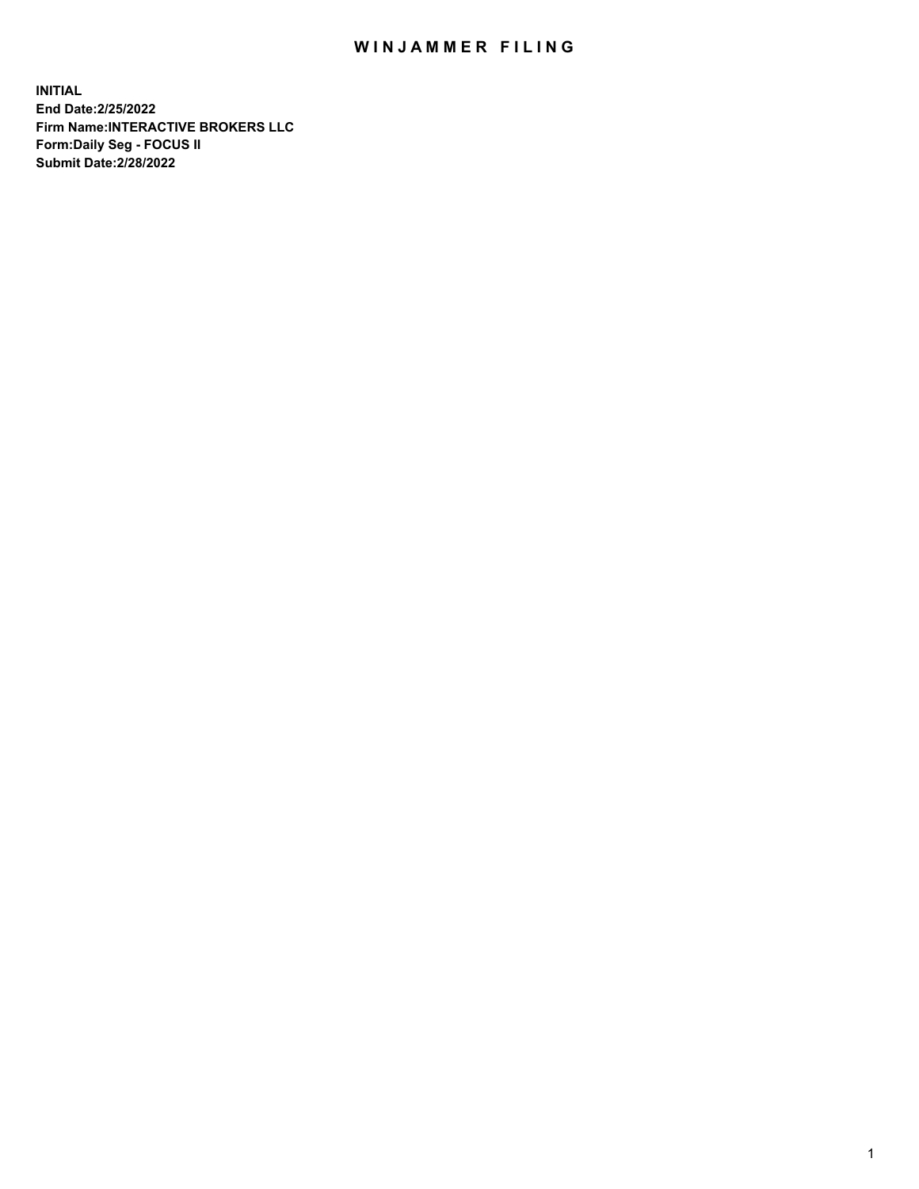# WINJAMMER FILING

**INITIAL**
**End Date:2/25/2022**
**Firm Name:INTERACTIVE BROKERS LLC**
**Form:Daily Seg - FOCUS II**
**Submit Date:2/28/2022**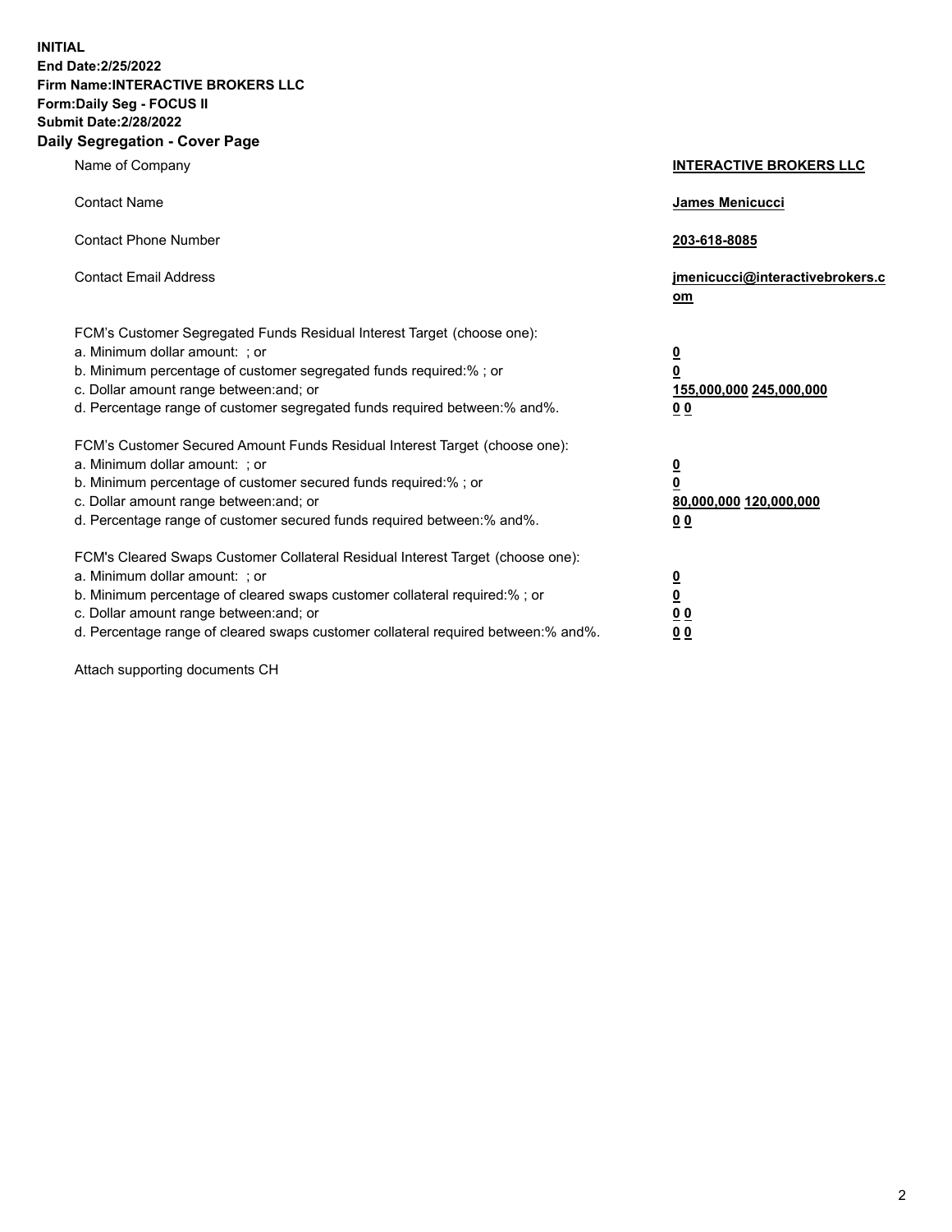**INITIAL**
**End Date:2/25/2022**
**Firm Name:INTERACTIVE BROKERS LLC**
**Form:Daily Seg - FOCUS II**
**Submit Date:2/28/2022**

## Daily Segregation - Cover Page

| | |
|---|---|
| Name of Company | **INTERACTIVE BROKERS LLC** |
| Contact Name | **James Menicucci** |
| Contact Phone Number | **203-618-8085** |
| Contact Email Address | **jmenicucci@interactivebrokers.com** |

FCM's Customer Segregated Funds Residual Interest Target (choose one):

| | |
|---|---|
| a. Minimum dollar amount: ; or | **0** |
| b. Minimum percentage of customer segregated funds required:% ; or | **0** |
| c. Dollar amount range between:and; or | **155,000,000 245,000,000** |
| d. Percentage range of customer segregated funds required between:% and%. | **0 0** |

FCM's Customer Secured Amount Funds Residual Interest Target (choose one):

| | |
|---|---|
| a. Minimum dollar amount: ; or | **0** |
| b. Minimum percentage of customer secured funds required:% ; or | **0** |
| c. Dollar amount range between:and; or | **80,000,000 120,000,000** |
| d. Percentage range of customer secured funds required between:% and%. | **0 0** |

FCM's Cleared Swaps Customer Collateral Residual Interest Target (choose one):

| | |
|---|---|
| a. Minimum dollar amount: ; or | **0** |
| b. Minimum percentage of cleared swaps customer collateral required:% ; or | **0** |
| c. Dollar amount range between:and; or | **0 0** |
| d. Percentage range of cleared swaps customer collateral required between:% and%. | **0 0** |

Attach supporting documents CH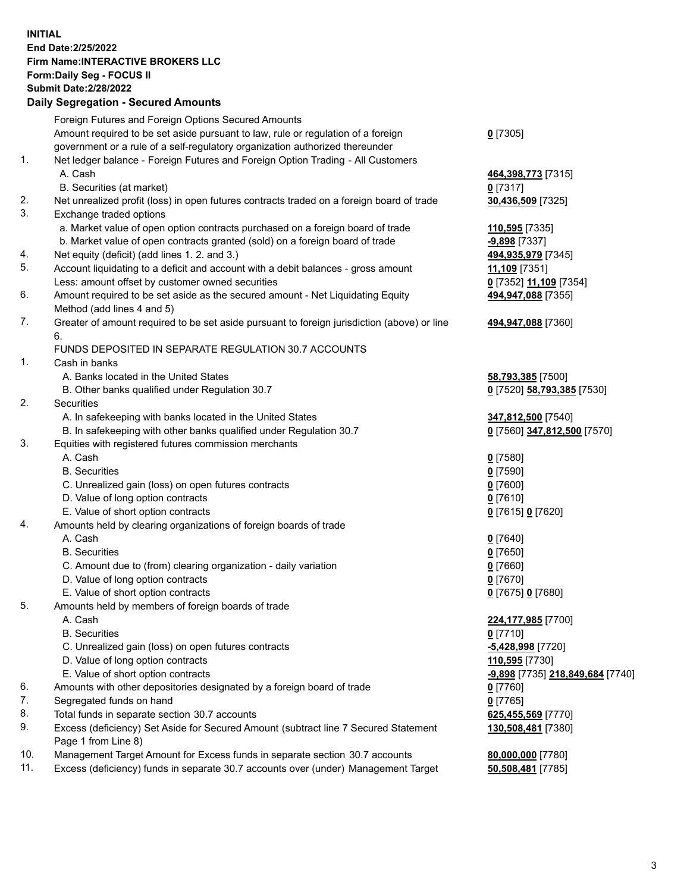**INITIAL**
**End Date:2/25/2022**
**Firm Name:INTERACTIVE BROKERS LLC**
**Form:Daily Seg - FOCUS II**
**Submit Date:2/28/2022**

**Daily Segregation - Secured Amounts**

| | | |
|---|---|---|
| | Foreign Futures and Foreign Options Secured Amounts | |
| | Amount required to be set aside pursuant to law, rule or regulation of a foreign government or a rule of a self-regulatory organization authorized thereunder | **0** [7305] |
| 1. | Net ledger balance - Foreign Futures and Foreign Option Trading - All Customers | |
| | A. Cash | **464,398,773** [7315] |
| | B. Securities (at market) | **0** [7317] |
| 2. | Net unrealized profit (loss) in open futures contracts traded on a foreign board of trade | **30,436,509** [7325] |
| 3. | Exchange traded options | |
| | a. Market value of open option contracts purchased on a foreign board of trade | **110,595** [7335] |
| | b. Market value of open contracts granted (sold) on a foreign board of trade | **-9,898** [7337] |
| 4. | Net equity (deficit) (add lines 1. 2. and 3.) | **494,935,979** [7345] |
| 5. | Account liquidating to a deficit and account with a debit balances - gross amount | **11,109** [7351] |
| | Less: amount offset by customer owned securities | **0** [7352] **11,109** [7354] |
| 6. | Amount required to be set aside as the secured amount - Net Liquidating Equity Method (add lines 4 and 5) | **494,947,088** [7355] |
| 7. | Greater of amount required to be set aside pursuant to foreign jurisdiction (above) or line 6. | **494,947,088** [7360] |
| | FUNDS DEPOSITED IN SEPARATE REGULATION 30.7 ACCOUNTS | |
| 1. | Cash in banks | |
| | A. Banks located in the United States | **58,793,385** [7500] |
| | B. Other banks qualified under Regulation 30.7 | **0** [7520] **58,793,385** [7530] |
| 2. | Securities | |
| | A. In safekeeping with banks located in the United States | **347,812,500** [7540] |
| | B. In safekeeping with other banks qualified under Regulation 30.7 | **0** [7560] **347,812,500** [7570] |
| 3. | Equities with registered futures commission merchants | |
| | A. Cash | **0** [7580] |
| | B. Securities | **0** [7590] |
| | C. Unrealized gain (loss) on open futures contracts | **0** [7600] |
| | D. Value of long option contracts | **0** [7610] |
| | E. Value of short option contracts | **0** [7615] **0** [7620] |
| 4. | Amounts held by clearing organizations of foreign boards of trade | |
| | A. Cash | **0** [7640] |
| | B. Securities | **0** [7650] |
| | C. Amount due to (from) clearing organization - daily variation | **0** [7660] |
| | D. Value of long option contracts | **0** [7670] |
| | E. Value of short option contracts | **0** [7675] **0** [7680] |
| 5. | Amounts held by members of foreign boards of trade | |
| | A. Cash | **224,177,985** [7700] |
| | B. Securities | **0** [7710] |
| | C. Unrealized gain (loss) on open futures contracts | **-5,428,998** [7720] |
| | D. Value of long option contracts | **110,595** [7730] |
| | E. Value of short option contracts | **-9,898** [7735] **218,849,684** [7740] |
| 6. | Amounts with other depositories designated by a foreign board of trade | **0** [7760] |
| 7. | Segregated funds on hand | **0** [7765] |
| 8. | Total funds in separate section 30.7 accounts | **625,455,569** [7770] |
| 9. | Excess (deficiency) Set Aside for Secured Amount (subtract line 7 Secured Statement Page 1 from Line 8) | **130,508,481** [7380] |
| 10. | Management Target Amount for Excess funds in separate section 30.7 accounts | **80,000,000** [7780] |
| 11. | Excess (deficiency) funds in separate 30.7 accounts over (under) Management Target | **50,508,481** [7785] |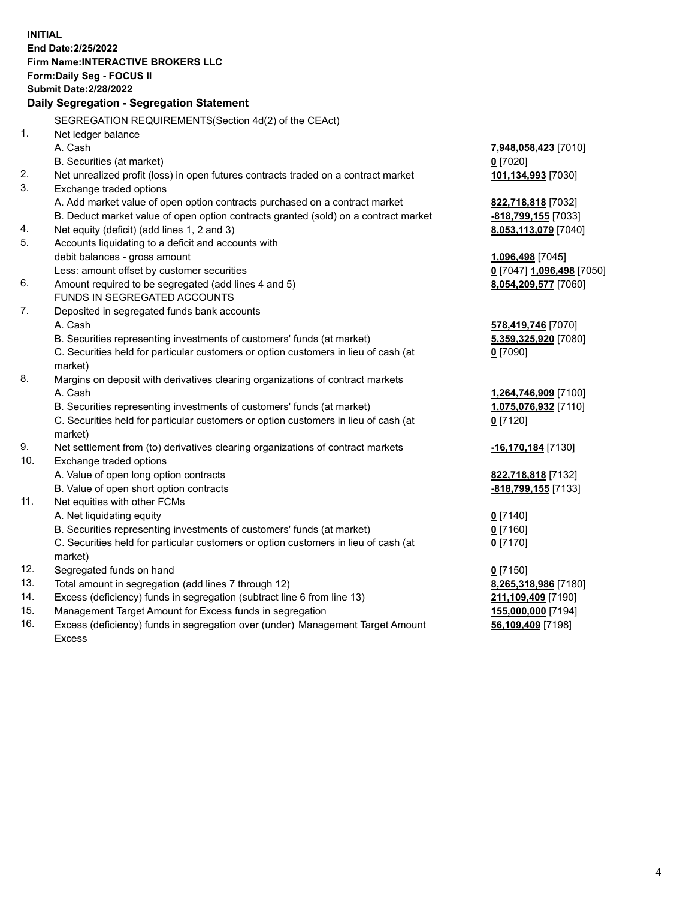**INITIAL**
**End Date:2/25/2022**
**Firm Name:INTERACTIVE BROKERS LLC**
**Form:Daily Seg - FOCUS II**
**Submit Date:2/28/2022**

**Daily Segregation - Segregation Statement**

| | | |
|---|---|---|
| | SEGREGATION REQUIREMENTS(Section 4d(2) of the CEAct) | |
| 1. | Net ledger balance | |
| | A. Cash | **7,948,058,423** [7010] |
| | B. Securities (at market) | **0** [7020] |
| 2. | Net unrealized profit (loss) in open futures contracts traded on a contract market | **101,134,993** [7030] |
| 3. | Exchange traded options | |
| | A. Add market value of open option contracts purchased on a contract market | **822,718,818** [7032] |
| | B. Deduct market value of open option contracts granted (sold) on a contract market | **-818,799,155** [7033] |
| 4. | Net equity (deficit) (add lines 1, 2 and 3) | **8,053,113,079** [7040] |
| 5. | Accounts liquidating to a deficit and accounts with | |
| | debit balances - gross amount | **1,096,498** [7045] |
| | Less: amount offset by customer securities | **0** [7047] **1,096,498** [7050] |
| 6. | Amount required to be segregated (add lines 4 and 5) | **8,054,209,577** [7060] |
| | FUNDS IN SEGREGATED ACCOUNTS | |
| 7. | Deposited in segregated funds bank accounts | |
| | A. Cash | **578,419,746** [7070] |
| | B. Securities representing investments of customers' funds (at market) | **5,359,325,920** [7080] |
| | C. Securities held for particular customers or option customers in lieu of cash (at market) | **0** [7090] |
| 8. | Margins on deposit with derivatives clearing organizations of contract markets | |
| | A. Cash | **1,264,746,909** [7100] |
| | B. Securities representing investments of customers' funds (at market) | **1,075,076,932** [7110] |
| | C. Securities held for particular customers or option customers in lieu of cash (at market) | **0** [7120] |
| 9. | Net settlement from (to) derivatives clearing organizations of contract markets | **-16,170,184** [7130] |
| 10. | Exchange traded options | |
| | A. Value of open long option contracts | **822,718,818** [7132] |
| | B. Value of open short option contracts | **-818,799,155** [7133] |
| 11. | Net equities with other FCMs | |
| | A. Net liquidating equity | **0** [7140] |
| | B. Securities representing investments of customers' funds (at market) | **0** [7160] |
| | C. Securities held for particular customers or option customers in lieu of cash (at market) | **0** [7170] |
| 12. | Segregated funds on hand | **0** [7150] |
| 13. | Total amount in segregation (add lines 7 through 12) | **8,265,318,986** [7180] |
| 14. | Excess (deficiency) funds in segregation (subtract line 6 from line 13) | **211,109,409** [7190] |
| 15. | Management Target Amount for Excess funds in segregation | **155,000,000** [7194] |
| 16. | Excess (deficiency) funds in segregation over (under) Management Target Amount Excess | **56,109,409** [7198] |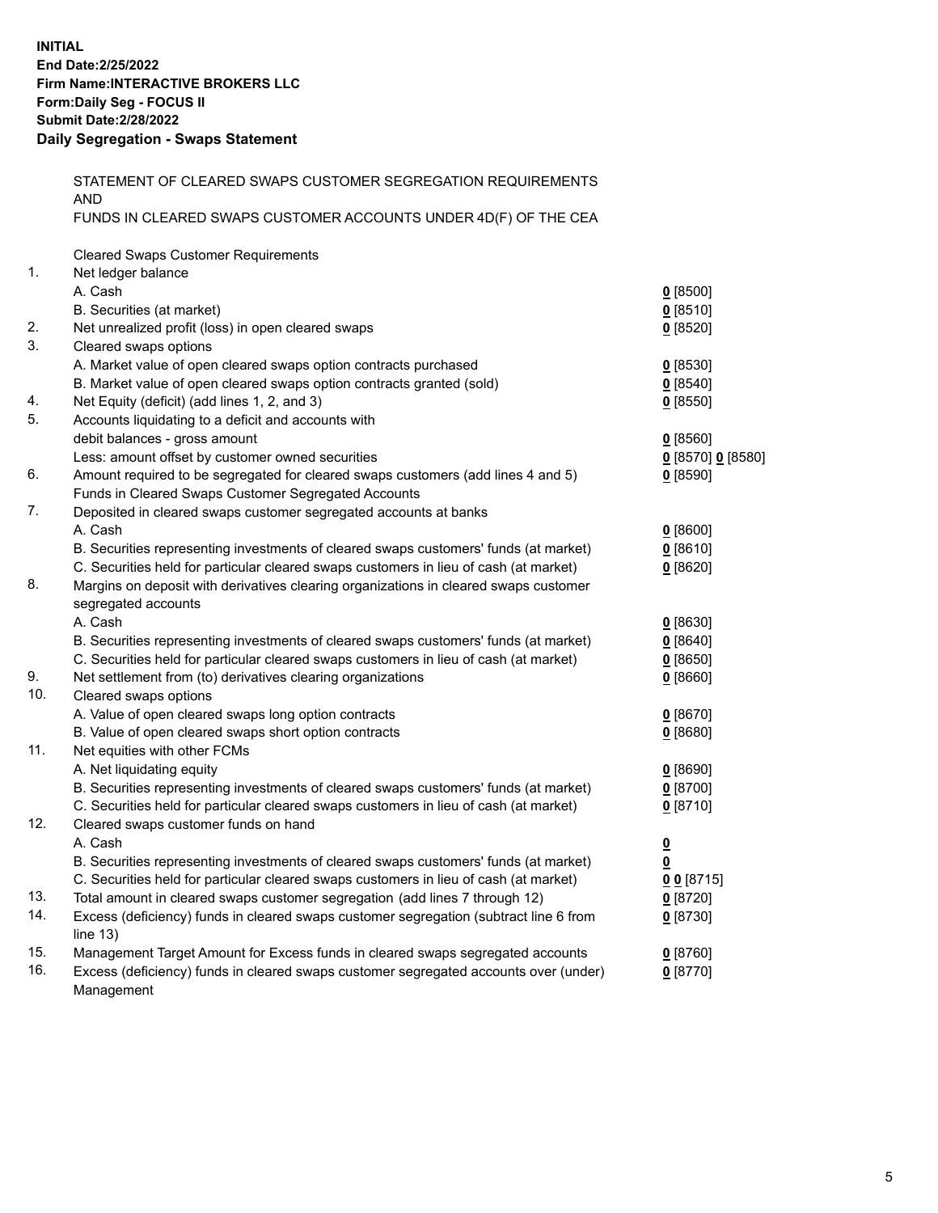**INITIAL**
**End Date:2/25/2022**
**Firm Name:INTERACTIVE BROKERS LLC**
**Form:Daily Seg - FOCUS II**
**Submit Date:2/28/2022**
**Daily Segregation - Swaps Statement**

STATEMENT OF CLEARED SWAPS CUSTOMER SEGREGATION REQUIREMENTS AND FUNDS IN CLEARED SWAPS CUSTOMER ACCOUNTS UNDER 4D(F) OF THE CEA

| | | |
|---|---|---|
| | Cleared Swaps Customer Requirements | |
| 1. | Net ledger balance | |
| | A. Cash | 0 [8500] |
| | B. Securities (at market) | 0 [8510] |
| 2. | Net unrealized profit (loss) in open cleared swaps | 0 [8520] |
| 3. | Cleared swaps options | |
| | A. Market value of open cleared swaps option contracts purchased | 0 [8530] |
| | B. Market value of open cleared swaps option contracts granted (sold) | 0 [8540] |
| 4. | Net Equity (deficit) (add lines 1, 2, and 3) | 0 [8550] |
| 5. | Accounts liquidating to a deficit and accounts with debit balances - gross amount | 0 [8560] |
| | Less: amount offset by customer owned securities | 0 [8570] 0 [8580] |
| 6. | Amount required to be segregated for cleared swaps customers (add lines 4 and 5) | 0 [8590] |
| | Funds in Cleared Swaps Customer Segregated Accounts | |
| 7. | Deposited in cleared swaps customer segregated accounts at banks | |
| | A. Cash | 0 [8600] |
| | B. Securities representing investments of cleared swaps customers' funds (at market) | 0 [8610] |
| | C. Securities held for particular cleared swaps customers in lieu of cash (at market) | 0 [8620] |
| 8. | Margins on deposit with derivatives clearing organizations in cleared swaps customer segregated accounts | |
| | A. Cash | 0 [8630] |
| | B. Securities representing investments of cleared swaps customers' funds (at market) | 0 [8640] |
| | C. Securities held for particular cleared swaps customers in lieu of cash (at market) | 0 [8650] |
| 9. | Net settlement from (to) derivatives clearing organizations | 0 [8660] |
| 10. | Cleared swaps options | |
| | A. Value of open cleared swaps long option contracts | 0 [8670] |
| | B. Value of open cleared swaps short option contracts | 0 [8680] |
| 11. | Net equities with other FCMs | |
| | A. Net liquidating equity | 0 [8690] |
| | B. Securities representing investments of cleared swaps customers' funds (at market) | 0 [8700] |
| | C. Securities held for particular cleared swaps customers in lieu of cash (at market) | 0 [8710] |
| 12. | Cleared swaps customer funds on hand | |
| | A. Cash | 0 |
| | B. Securities representing investments of cleared swaps customers' funds (at market) | 0 |
| | C. Securities held for particular cleared swaps customers in lieu of cash (at market) | 0 0 [8715] |
| 13. | Total amount in cleared swaps customer segregation (add lines 7 through 12) | 0 [8720] |
| 14. | Excess (deficiency) funds in cleared swaps customer segregation (subtract line 6 from line 13) | 0 [8730] |
| 15. | Management Target Amount for Excess funds in cleared swaps segregated accounts | 0 [8760] |
| 16. | Excess (deficiency) funds in cleared swaps customer segregated accounts over (under) Management | 0 [8770] |